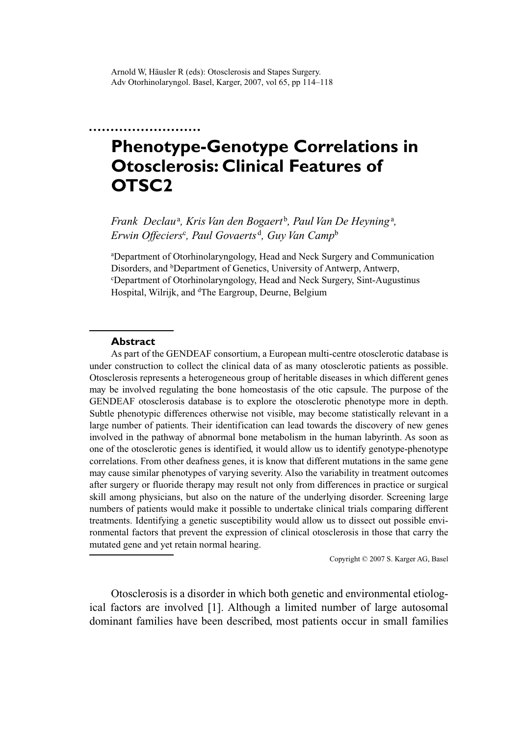Arnold W, Häusler R (eds): Otosclerosis and Stapes Surgery.
Adv Otorhinolaryngol. Basel, Karger, 2007, vol 65, pp 114–118

# Phenotype-Genotype Correlations in Otosclerosis: Clinical Features of OTSC2

*Frank Declau*[a], *Kris Van den Bogaert*[b], *Paul Van De Heyning*[a], *Erwin Offeciers*[c], *Paul Govaerts*[d], *Guy Van Camp*[b]

[a]Department of Otorhinolaryngology, Head and Neck Surgery and Communication Disorders, and [b]Department of Genetics, University of Antwerp, Antwerp, [c]Department of Otorhinolaryngology, Head and Neck Surgery, Sint-Augustinus Hospital, Wilrijk, and [d]The Eargroup, Deurne, Belgium

## Abstract

As part of the GENDEAF consortium, a European multi-centre otosclerotic database is under construction to collect the clinical data of as many otosclerotic patients as possible. Otosclerosis represents a heterogeneous group of heritable diseases in which different genes may be involved regulating the bone homeostasis of the otic capsule. The purpose of the GENDEAF otosclerosis database is to explore the otosclerotic phenotype more in depth. Subtle phenotypic differences otherwise not visible, may become statistically relevant in a large number of patients. Their identification can lead towards the discovery of new genes involved in the pathway of abnormal bone metabolism in the human labyrinth. As soon as one of the otosclerotic genes is identified, it would allow us to identify genotype-phenotype correlations. From other deafness genes, it is know that different mutations in the same gene may cause similar phenotypes of varying severity. Also the variability in treatment outcomes after surgery or fluoride therapy may result not only from differences in practice or surgical skill among physicians, but also on the nature of the underlying disorder. Screening large numbers of patients would make it possible to undertake clinical trials comparing different treatments. Identifying a genetic susceptibility would allow us to dissect out possible environmental factors that prevent the expression of clinical otosclerosis in those that carry the mutated gene and yet retain normal hearing.

Copyright © 2007 S. Karger AG, Basel

Otosclerosis is a disorder in which both genetic and environmental etiological factors are involved [1]. Although a limited number of large autosomal dominant families have been described, most patients occur in small families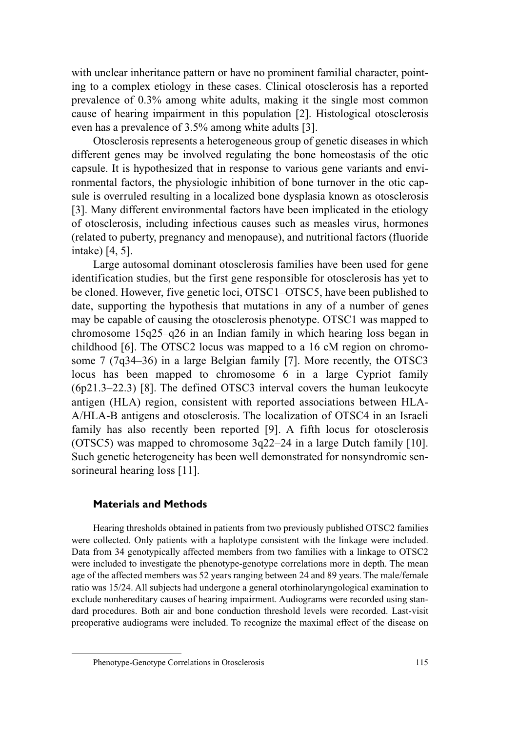with unclear inheritance pattern or have no prominent familial character, pointing to a complex etiology in these cases. Clinical otosclerosis has a reported prevalence of 0.3% among white adults, making it the single most common cause of hearing impairment in this population [2]. Histological otosclerosis even has a prevalence of 3.5% among white adults [3].

Otosclerosis represents a heterogeneous group of genetic diseases in which different genes may be involved regulating the bone homeostasis of the otic capsule. It is hypothesized that in response to various gene variants and environmental factors, the physiologic inhibition of bone turnover in the otic capsule is overruled resulting in a localized bone dysplasia known as otosclerosis [3]. Many different environmental factors have been implicated in the etiology of otosclerosis, including infectious causes such as measles virus, hormones (related to puberty, pregnancy and menopause), and nutritional factors (fluoride intake) [4, 5].

Large autosomal dominant otosclerosis families have been used for gene identification studies, but the first gene responsible for otosclerosis has yet to be cloned. However, five genetic loci, OTSC1–OTSC5, have been published to date, supporting the hypothesis that mutations in any of a number of genes may be capable of causing the otosclerosis phenotype. OTSC1 was mapped to chromosome 15q25–q26 in an Indian family in which hearing loss began in childhood [6]. The OTSC2 locus was mapped to a 16 cM region on chromosome 7 (7q34–36) in a large Belgian family [7]. More recently, the OTSC3 locus has been mapped to chromosome 6 in a large Cypriot family (6p21.3–22.3) [8]. The defined OTSC3 interval covers the human leukocyte antigen (HLA) region, consistent with reported associations between HLA-A/HLA-B antigens and otosclerosis. The localization of OTSC4 in an Israeli family has also recently been reported [9]. A fifth locus for otosclerosis (OTSC5) was mapped to chromosome 3q22–24 in a large Dutch family [10]. Such genetic heterogeneity has been well demonstrated for nonsyndromic sensorineural hearing loss [11].

## Materials and Methods

Hearing thresholds obtained in patients from two previously published OTSC2 families were collected. Only patients with a haplotype consistent with the linkage were included. Data from 34 genotypically affected members from two families with a linkage to OTSC2 were included to investigate the phenotype-genotype correlations more in depth. The mean age of the affected members was 52 years ranging between 24 and 89 years. The male/female ratio was 15/24. All subjects had undergone a general otorhinolaryngological examination to exclude nonhereditary causes of hearing impairment. Audiograms were recorded using standard procedures. Both air and bone conduction threshold levels were recorded. Last-visit preoperative audiograms were included. To recognize the maximal effect of the disease on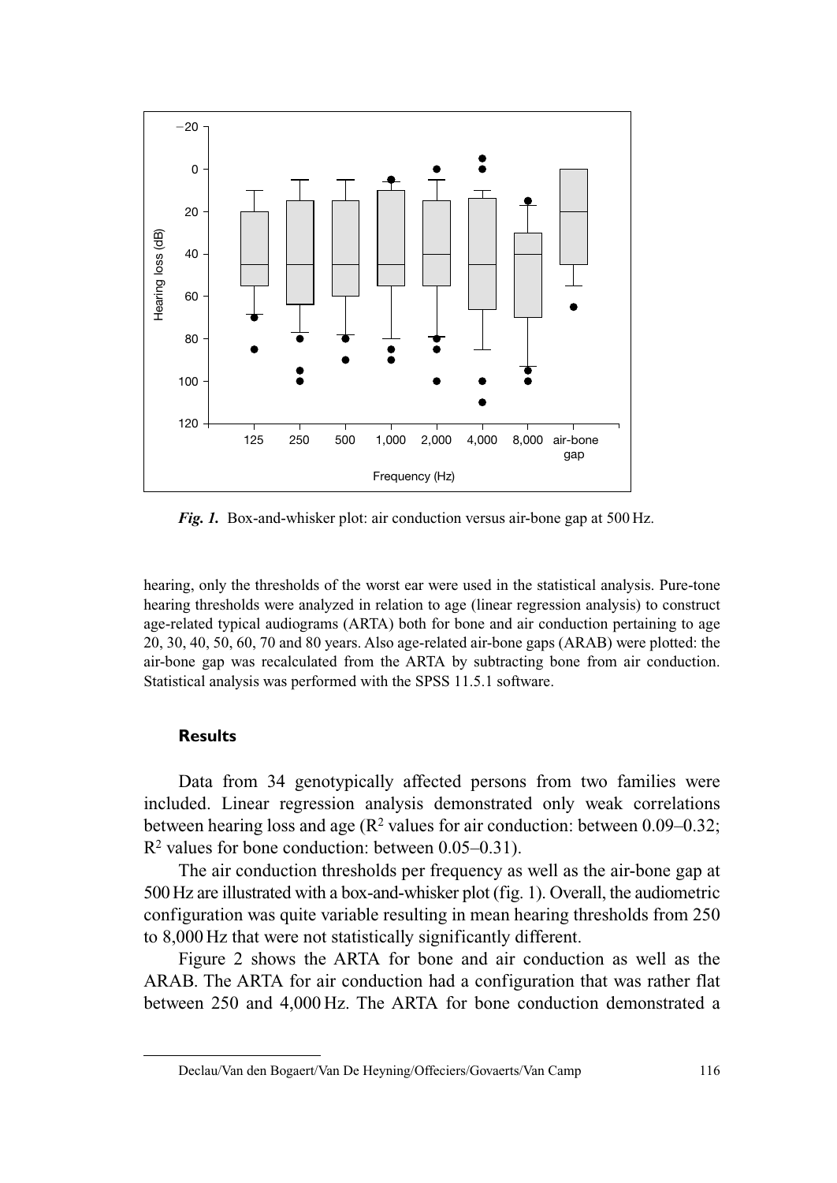*Fig. 1.* Box-and-whisker plot: air conduction versus air-bone gap at 500 Hz.

hearing, only the thresholds of the worst ear were used in the statistical analysis. Pure-tone hearing thresholds were analyzed in relation to age (linear regression analysis) to construct age-related typical audiograms (ARTA) both for bone and air conduction pertaining to age 20, 30, 40, 50, 60, 70 and 80 years. Also age-related air-bone gaps (ARAB) were plotted: the air-bone gap was recalculated from the ARTA by subtracting bone from air conduction. Statistical analysis was performed with the SPSS 11.5.1 software.

## Results

Data from 34 genotypically affected persons from two families were included. Linear regression analysis demonstrated only weak correlations between hearing loss and age ($R^2$ values for air conduction: between 0.09–0.32; $R^2$ values for bone conduction: between 0.05–0.31).

The air conduction thresholds per frequency as well as the air-bone gap at 500 Hz are illustrated with a box-and-whisker plot (fig. 1). Overall, the audiometric configuration was quite variable resulting in mean hearing thresholds from 250 to 8,000 Hz that were not statistically significantly different.

Figure 2 shows the ARTA for bone and air conduction as well as the ARAB. The ARTA for air conduction had a configuration that was rather flat between 250 and 4,000 Hz. The ARTA for bone conduction demonstrated a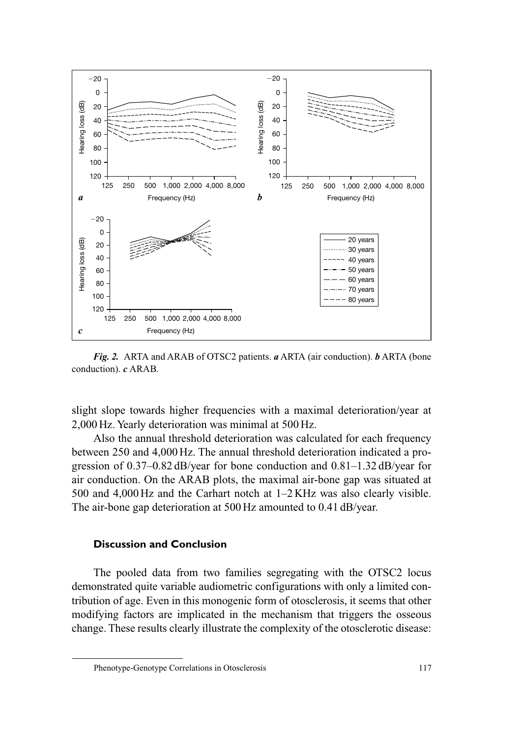*Fig. 2.* ARTA and ARAB of OTSC2 patients. ***a*** ARTA (air conduction). ***b*** ARTA (bone conduction). ***c*** ARAB.

slight slope towards higher frequencies with a maximal deterioration/year at 2,000 Hz. Yearly deterioration was minimal at 500 Hz.

Also the annual threshold deterioration was calculated for each frequency between 250 and 4,000 Hz. The annual threshold deterioration indicated a progression of 0.37–0.82 dB/year for bone conduction and 0.81–1.32 dB/year for air conduction. On the ARAB plots, the maximal air-bone gap was situated at 500 and 4,000 Hz and the Carhart notch at 1–2 KHz was also clearly visible. The air-bone gap deterioration at 500 Hz amounted to 0.41 dB/year.

### Discussion and Conclusion

The pooled data from two families segregating with the OTSC2 locus demonstrated quite variable audiometric configurations with only a limited contribution of age. Even in this monogenic form of otosclerosis, it seems that other modifying factors are implicated in the mechanism that triggers the osseous change. These results clearly illustrate the complexity of the otosclerotic disease: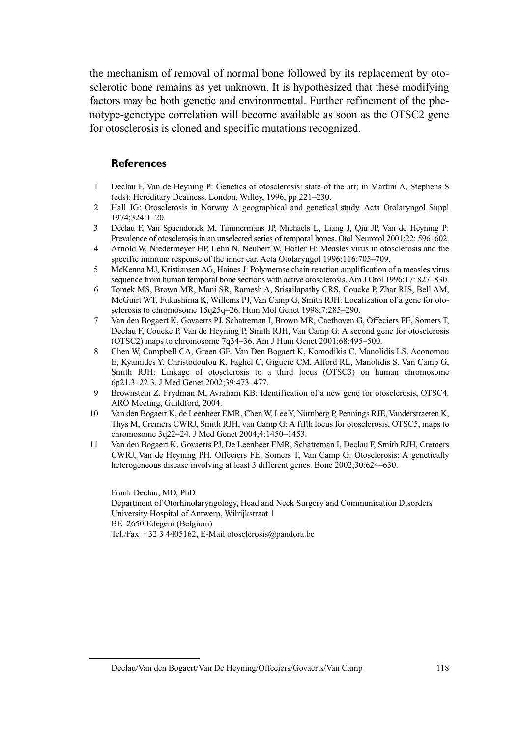the mechanism of removal of normal bone followed by its replacement by otosclerotic bone remains as yet unknown. It is hypothesized that these modifying factors may be both genetic and environmental. Further refinement of the phenotype-genotype correlation will become available as soon as the OTSC2 gene for otosclerosis is cloned and specific mutations recognized.

## References

1. Declau F, Van de Heyning P: Genetics of otosclerosis: state of the art; in Martini A, Stephens S (eds): Hereditary Deafness. London, Willey, 1996, pp 221–230.
2. Hall JG: Otosclerosis in Norway. A geographical and genetical study. Acta Otolaryngol Suppl 1974;324:1–20.
3. Declau F, Van Spaendonck M, Timmermans JP, Michaels L, Liang J, Qiu JP, Van de Heyning P: Prevalence of otosclerosis in an unselected series of temporal bones. Otol Neurotol 2001;22: 596–602.
4. Arnold W, Niedermeyer HP, Lehn N, Neubert W, Höfler H: Measles virus in otosclerosis and the specific immune response of the inner ear. Acta Otolaryngol 1996;116:705–709.
5. McKenna MJ, Kristiansen AG, Haines J: Polymerase chain reaction amplification of a measles virus sequence from human temporal bone sections with active otosclerosis. Am J Otol 1996;17: 827–830.
6. Tomek MS, Brown MR, Mani SR, Ramesh A, Srisailapathy CRS, Coucke P, Zbar RIS, Bell AM, McGuirt WT, Fukushima K, Willems PJ, Van Camp G, Smith RJH: Localization of a gene for otosclerosis to chromosome 15q25q–26. Hum Mol Genet 1998;7:285–290.
7. Van den Bogaert K, Govaerts PJ, Schatteman I, Brown MR, Caethoven G, Offeciers FE, Somers T, Declau F, Coucke P, Van de Heyning P, Smith RJH, Van Camp G: A second gene for otosclerosis (OTSC2) maps to chromosome 7q34–36. Am J Hum Genet 2001;68:495–500.
8. Chen W, Campbell CA, Green GE, Van Den Bogaert K, Komodikis C, Manolidis LS, Aconomou E, Kyamides Y, Christodoulou K, Faghel C, Giguere CM, Alford RL, Manolidis S, Van Camp G, Smith RJH: Linkage of otosclerosis to a third locus (OTSC3) on human chromosome 6p21.3–22.3. J Med Genet 2002;39:473–477.
9. Brownstein Z, Frydman M, Avraham KB: Identification of a new gene for otosclerosis, OTSC4. ARO Meeting, Guildford, 2004.
10. Van den Bogaert K, de Leenheer EMR, Chen W, Lee Y, Nürnberg P, Pennings RJE, Vanderstraeten K, Thys M, Cremers CWRJ, Smith RJH, van Camp G: A fifth locus for otosclerosis, OTSC5, maps to chromosome 3q22–24. J Med Genet 2004;4:1450–1453.
11. Van den Bogaert K, Govaerts PJ, De Leenheer EMR, Schatteman I, Declau F, Smith RJH, Cremers CWRJ, Van de Heyning PH, Offeciers FE, Somers T, Van Camp G: Otosclerosis: A genetically heterogeneous disease involving at least 3 different genes. Bone 2002;30:624–630.

Frank Declau, MD, PhD
Department of Otorhinolaryngology, Head and Neck Surgery and Communication Disorders
University Hospital of Antwerp, Wilrijkstraat 1
BE–2650 Edegem (Belgium)
Tel./Fax +32 3 4405162, E-Mail otosclerosis@pandora.be